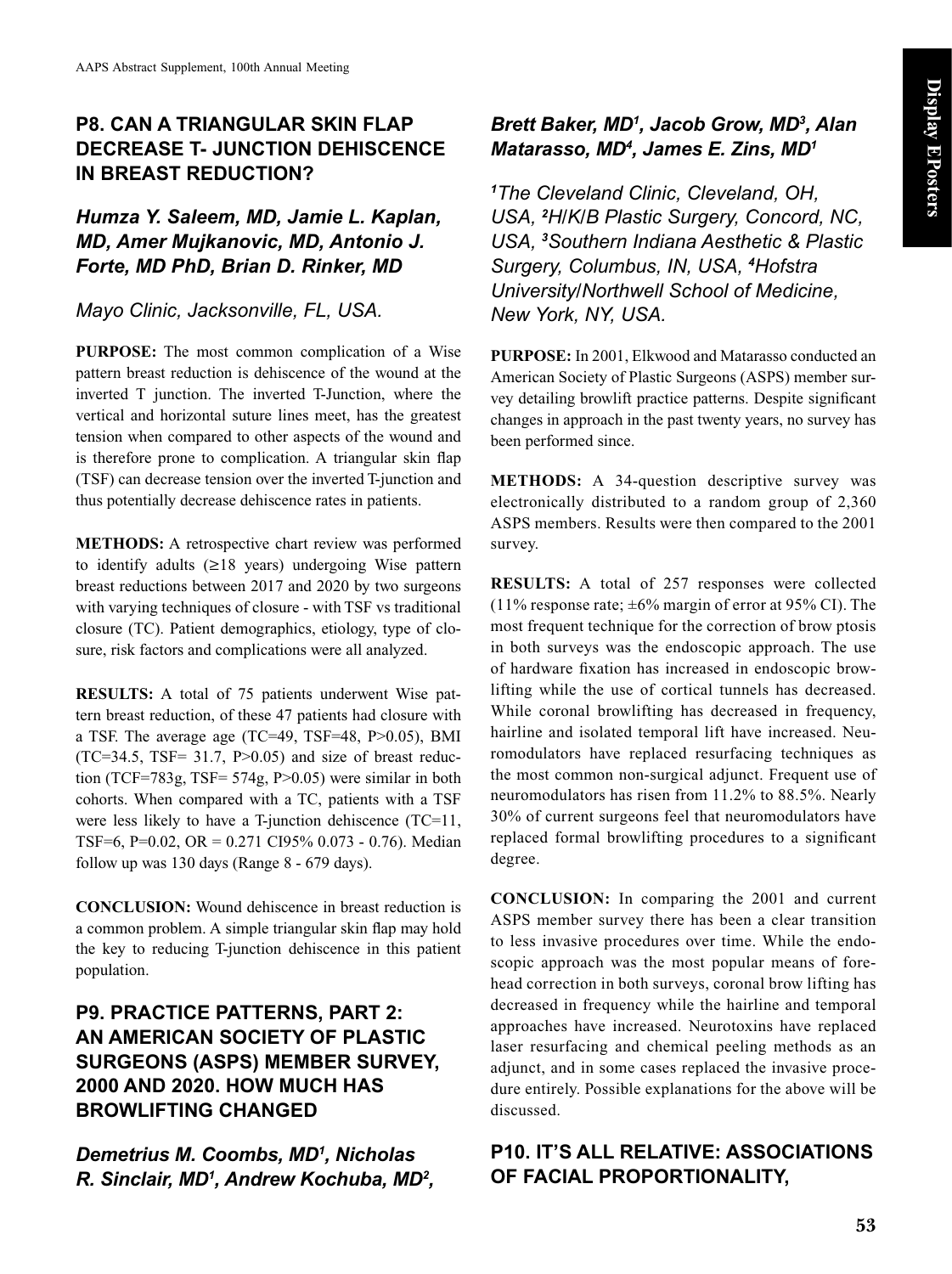## P8. CAN A TRIANGULAR SKIN FLAP DECREASE T- JUNCTION DEHISCENCE IN BREAST REDUCTION?

***Humza Y. Saleem, MD, Jamie L. Kaplan, MD, Amer Mujkanovic, MD, Antonio J. Forte, MD PhD, Brian D. Rinker, MD***

*Mayo Clinic, Jacksonville, FL, USA.*

**PURPOSE:** The most common complication of a Wise pattern breast reduction is dehiscence of the wound at the inverted T junction. The inverted T-Junction, where the vertical and horizontal suture lines meet, has the greatest tension when compared to other aspects of the wound and is therefore prone to complication. A triangular skin flap (TSF) can decrease tension over the inverted T-junction and thus potentially decrease dehiscence rates in patients.

**METHODS:** A retrospective chart review was performed to identify adults (≥18 years) undergoing Wise pattern breast reductions between 2017 and 2020 by two surgeons with varying techniques of closure - with TSF vs traditional closure (TC). Patient demographics, etiology, type of closure, risk factors and complications were all analyzed.

**RESULTS:** A total of 75 patients underwent Wise pattern breast reduction, of these 47 patients had closure with a TSF. The average age (TC=49, TSF=48, $P>0.05$), BMI (TC=34.5, TSF= 31.7, $P>0.05$) and size of breast reduction (TCF=783g, TSF= 574g, $P>0.05$) were similar in both cohorts. When compared with a TC, patients with a TSF were less likely to have a T-junction dehiscence (TC=11, TSF=6, $P=0.02$, OR = 0.271 CI95% 0.073 - 0.76). Median follow up was 130 days (Range 8 - 679 days).

**CONCLUSION:** Wound dehiscence in breast reduction is a common problem. A simple triangular skin flap may hold the key to reducing T-junction dehiscence in this patient population.

## P9. PRACTICE PATTERNS, PART 2: AN AMERICAN SOCIETY OF PLASTIC SURGEONS (ASPS) MEMBER SURVEY, 2000 AND 2020. HOW MUCH HAS BROWLIFTING CHANGED

***Demetrius M. Coombs, MD[1], Nicholas R. Sinclair, MD[1], Andrew Kochuba, MD[2], Brett Baker, MD[1], Jacob Grow, MD[3], Alan Matarasso, MD[4], James E. Zins, MD[1]***

*[1]The Cleveland Clinic, Cleveland, OH, USA, [2]H/K/B Plastic Surgery, Concord, NC, USA, [3]Southern Indiana Aesthetic & Plastic Surgery, Columbus, IN, USA, [4]Hofstra University/Northwell School of Medicine, New York, NY, USA.*

**PURPOSE:** In 2001, Elkwood and Matarasso conducted an American Society of Plastic Surgeons (ASPS) member survey detailing browlift practice patterns. Despite significant changes in approach in the past twenty years, no survey has been performed since.

**METHODS:** A 34-question descriptive survey was electronically distributed to a random group of 2,360 ASPS members. Results were then compared to the 2001 survey.

**RESULTS:** A total of 257 responses were collected (11% response rate; ±6% margin of error at 95% CI). The most frequent technique for the correction of brow ptosis in both surveys was the endoscopic approach. The use of hardware fixation has increased in endoscopic browlifting while the use of cortical tunnels has decreased. While coronal browlifting has decreased in frequency, hairline and isolated temporal lift have increased. Neuromodulators have replaced resurfacing techniques as the most common non-surgical adjunct. Frequent use of neuromodulators has risen from 11.2% to 88.5%. Nearly 30% of current surgeons feel that neuromodulators have replaced formal browlifting procedures to a significant degree.

**CONCLUSION:** In comparing the 2001 and current ASPS member survey there has been a clear transition to less invasive procedures over time. While the endoscopic approach was the most popular means of forehead correction in both surveys, coronal brow lifting has decreased in frequency while the hairline and temporal approaches have increased. Neurotoxins have replaced laser resurfacing and chemical peeling methods as an adjunct, and in some cases replaced the invasive procedure entirely. Possible explanations for the above will be discussed.

## P10. IT'S ALL RELATIVE: ASSOCIATIONS OF FACIAL PROPORTIONALITY,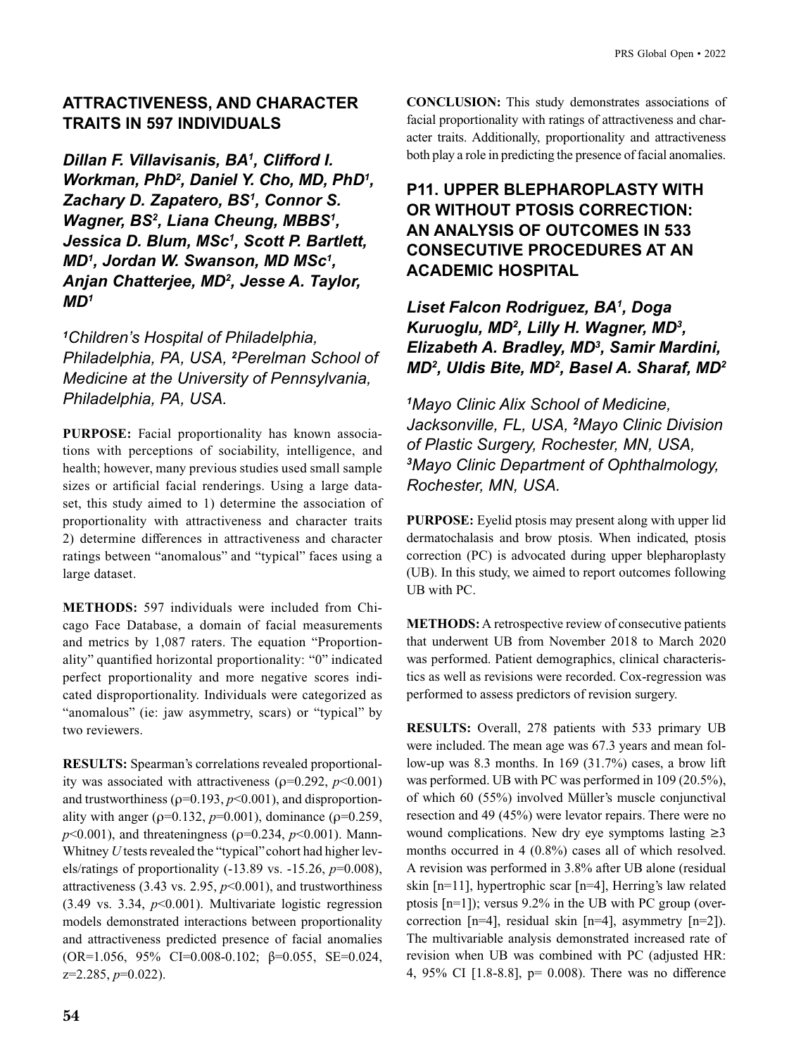## ATTRACTIVENESS, AND CHARACTER TRAITS IN 597 INDIVIDUALS

***Dillan F. Villavisanis, BA[1], Clifford I. Workman, PhD[2], Daniel Y. Cho, MD, PhD[1], Zachary D. Zapatero, BS[1], Connor S. Wagner, BS[2], Liana Cheung, MBBS[1], Jessica D. Blum, MSc[1], Scott P. Bartlett, MD[1], Jordan W. Swanson, MD MSc[1], Anjan Chatterjee, MD[2], Jesse A. Taylor, MD[1]***

*[1]Children's Hospital of Philadelphia, Philadelphia, PA, USA, [2]Perelman School of Medicine at the University of Pennsylvania, Philadelphia, PA, USA.*

**PURPOSE:** Facial proportionality has known associations with perceptions of sociability, intelligence, and health; however, many previous studies used small sample sizes or artificial facial renderings. Using a large dataset, this study aimed to 1) determine the association of proportionality with attractiveness and character traits 2) determine differences in attractiveness and character ratings between "anomalous" and "typical" faces using a large dataset.

**METHODS:** 597 individuals were included from Chicago Face Database, a domain of facial measurements and metrics by 1,087 raters. The equation "Proportionality" quantified horizontal proportionality: "0" indicated perfect proportionality and more negative scores indicated disproportionality. Individuals were categorized as "anomalous" (ie: jaw asymmetry, scars) or "typical" by two reviewers.

**RESULTS:** Spearman's correlations revealed proportionality was associated with attractiveness ($\rho$=0.292, $p$<0.001) and trustworthiness ($\rho$=0.193, $p$<0.001), and disproportionality with anger ($\rho$=0.132, $p$=0.001), dominance ($\rho$=0.259, $p$<0.001), and threateningness ($\rho$=0.234, $p$<0.001). Mann-Whitney $U$ tests revealed the "typical" cohort had higher levels/ratings of proportionality (-13.89 vs. -15.26, $p$=0.008), attractiveness (3.43 vs. 2.95, $p$<0.001), and trustworthiness (3.49 vs. 3.34, $p$<0.001). Multivariate logistic regression models demonstrated interactions between proportionality and attractiveness predicted presence of facial anomalies (OR=1.056, 95% CI=0.008-0.102; $\beta$=0.055, SE=0.024, z=2.285, $p$=0.022).

**CONCLUSION:** This study demonstrates associations of facial proportionality with ratings of attractiveness and character traits. Additionally, proportionality and attractiveness both play a role in predicting the presence of facial anomalies.

## P11. UPPER BLEPHAROPLASTY WITH OR WITHOUT PTOSIS CORRECTION: AN ANALYSIS OF OUTCOMES IN 533 CONSECUTIVE PROCEDURES AT AN ACADEMIC HOSPITAL

***Liset Falcon Rodriguez, BA[1], Doga Kuruoglu, MD[2], Lilly H. Wagner, MD[3], Elizabeth A. Bradley, MD[3], Samir Mardini, MD[2], Uldis Bite, MD[2], Basel A. Sharaf, MD[2]***

*[1]Mayo Clinic Alix School of Medicine, Jacksonville, FL, USA, [2]Mayo Clinic Division of Plastic Surgery, Rochester, MN, USA, [3]Mayo Clinic Department of Ophthalmology, Rochester, MN, USA.*

**PURPOSE:** Eyelid ptosis may present along with upper lid dermatochalasis and brow ptosis. When indicated, ptosis correction (PC) is advocated during upper blepharoplasty (UB). In this study, we aimed to report outcomes following UB with PC.

**METHODS:** A retrospective review of consecutive patients that underwent UB from November 2018 to March 2020 was performed. Patient demographics, clinical characteristics as well as revisions were recorded. Cox-regression was performed to assess predictors of revision surgery.

**RESULTS:** Overall, 278 patients with 533 primary UB were included. The mean age was 67.3 years and mean follow-up was 8.3 months. In 169 (31.7%) cases, a brow lift was performed. UB with PC was performed in 109 (20.5%), of which 60 (55%) involved Müller's muscle conjunctival resection and 49 (45%) were levator repairs. There were no wound complications. New dry eye symptoms lasting ≥3 months occurred in 4 (0.8%) cases all of which resolved. A revision was performed in 3.8% after UB alone (residual skin [n=11], hypertrophic scar [n=4], Herring's law related ptosis [n=1]); versus 9.2% in the UB with PC group (overcorrection [n=4], residual skin [n=4], asymmetry [n=2]). The multivariable analysis demonstrated increased rate of revision when UB was combined with PC (adjusted HR: 4, 95% CI [1.8-8.8], p= 0.008). There was no difference